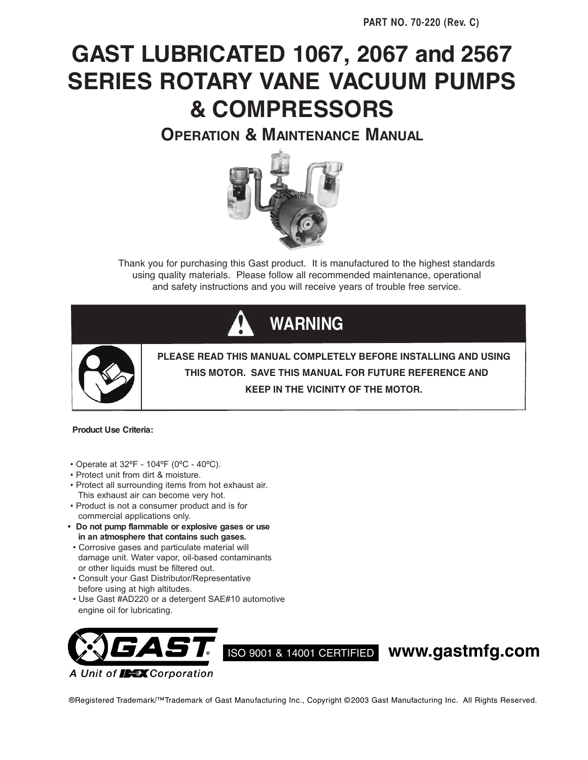PART NO. 70-220 (Rev. C)

# GAST LUBRICATED 1067, 2067 and 2567 SERIES ROTARY VANE VACUUM PUMPS & COMPRESSORS

## OPERATION & MAINTENANCE MANUAL

Thank you for purchasing this Gast product. It is manufactured to the highest standards using quality materials. Please follow all recommended maintenance, operational and safety instructions and you will receive years of trouble free service.

## WARNING

**PLEASE READ THIS MANUAL COMPLETELY BEFORE INSTALLING AND USING THIS MOTOR. SAVE THIS MANUAL FOR FUTURE REFERENCE AND KEEP IN THE VICINITY OF THE MOTOR.**

**Product Use Criteria:**

- Operate at 32ºF - 104ºF (0ºC - 40ºC).
- Protect unit from dirt & moisture.
- Protect all surrounding items from hot exhaust air. This exhaust air can become very hot.
- Product is not a consumer product and is for commercial applications only.
- **Do not pump flammable or explosive gases or use in an atmosphere that contains such gases.**
- Corrosive gases and particulate material will damage unit. Water vapor, oil-based contaminants or other liquids must be filtered out.
- Consult your Gast Distributor/Representative before using at high altitudes.
- Use Gast #AD220 or a detergent SAE#10 automotive engine oil for lubricating.

GAST® A Unit of IDEX Corporation

ISO 9001 & 14001 CERTIFIED

www.gastmfg.com

®Registered Trademark/™Trademark of Gast Manufacturing Inc., Copyright ©2003 Gast Manufacturing Inc. All Rights Reserved.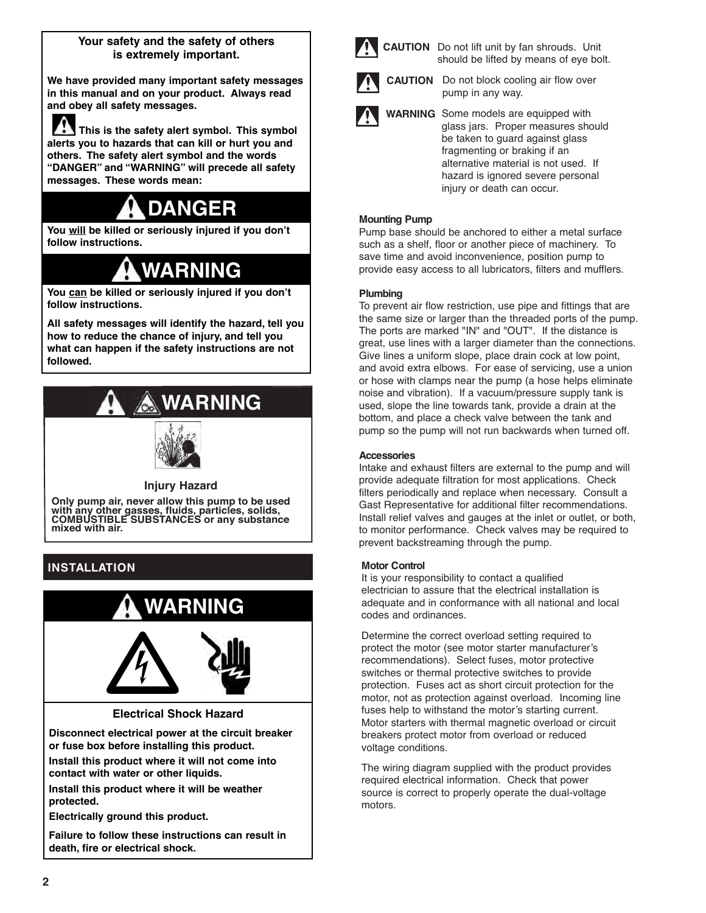**Your safety and the safety of others is extremely important.**

**We have provided many important safety messages in this manual and on your product. Always read and obey all safety messages.**

**This is the safety alert symbol. This symbol alerts you to hazards that can kill or hurt you and others. The safety alert symbol and the words "DANGER" and "WARNING" will precede all safety messages. These words mean:**

## DANGER

**You will be killed or seriously injured if you don't follow instructions.**

## WARNING

**You can be killed or seriously injured if you don't follow instructions.**

**All safety messages will identify the hazard, tell you how to reduce the chance of injury, and tell you what can happen if the safety instructions are not followed.**

## WARNING

**Injury Hazard**

**Only pump air, never allow this pump to be used with any other gasses, fluids, particles, solids, COMBUSTIBLE SUBSTANCES or any substance mixed with air.**

## INSTALLATION

## WARNING

**Electrical Shock Hazard**

**Disconnect electrical power at the circuit breaker or fuse box before installing this product.**

**Install this product where it will not come into contact with water or other liquids.**

**Install this product where it will be weather protected.**

**Electrically ground this product.**

**Failure to follow these instructions can result in death, fire or electrical shock.**

**CAUTION** Do not lift unit by fan shrouds. Unit should be lifted by means of eye bolt.

**CAUTION** Do not block cooling air flow over pump in any way.

**WARNING** Some models are equipped with glass jars. Proper measures should be taken to guard against glass fragmenting or braking if an alternative material is not used. If hazard is ignored severe personal injury or death can occur.

### Mounting Pump

Pump base should be anchored to either a metal surface such as a shelf, floor or another piece of machinery. To save time and avoid inconvenience, position pump to provide easy access to all lubricators, filters and mufflers.

### Plumbing

To prevent air flow restriction, use pipe and fittings that are the same size or larger than the threaded ports of the pump. The ports are marked "IN" and "OUT". If the distance is great, use lines with a larger diameter than the connections. Give lines a uniform slope, place drain cock at low point, and avoid extra elbows. For ease of servicing, use a union or hose with clamps near the pump (a hose helps eliminate noise and vibration). If a vacuum/pressure supply tank is used, slope the line towards tank, provide a drain at the bottom, and place a check valve between the tank and pump so the pump will not run backwards when turned off.

### Accessories

Intake and exhaust filters are external to the pump and will provide adequate filtration for most applications. Check filters periodically and replace when necessary. Consult a Gast Representative for additional filter recommendations. Install relief valves and gauges at the inlet or outlet, or both, to monitor performance. Check valves may be required to prevent backstreaming through the pump.

### Motor Control

It is your responsibility to contact a qualified electrician to assure that the electrical installation is adequate and in conformance with all national and local codes and ordinances.

Determine the correct overload setting required to protect the motor (see motor starter manufacturer's recommendations). Select fuses, motor protective switches or thermal protective switches to provide protection. Fuses act as short circuit protection for the motor, not as protection against overload. Incoming line fuses help to withstand the motor's starting current. Motor starters with thermal magnetic overload or circuit breakers protect motor from overload or reduced voltage conditions.

The wiring diagram supplied with the product provides required electrical information. Check that power source is correct to properly operate the dual-voltage motors.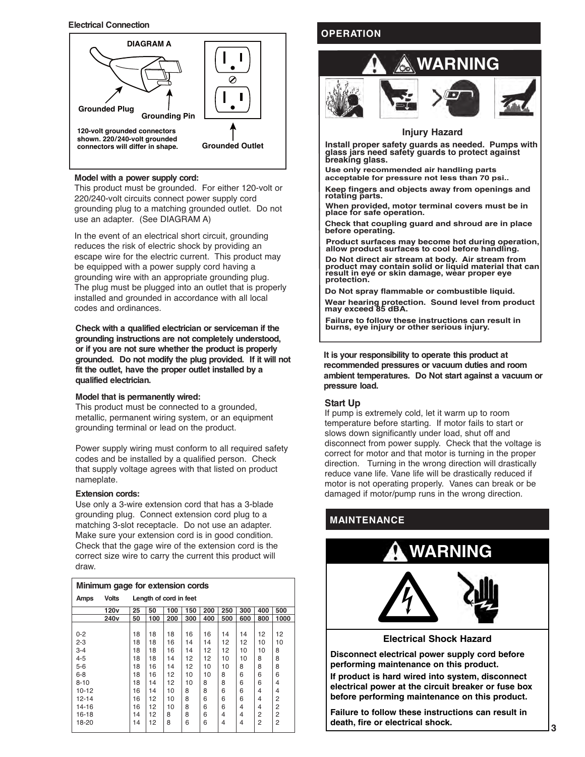### Electrical Connection

DIAGRAM A

Grounded Plug

Grounding Pin

Grounded Outlet

120-volt grounded connectors shown. 220/240-volt grounded connectors will differ in shape.

**Model with a power supply cord:**

This product must be grounded. For either 120-volt or 220/240-volt circuits connect power supply cord grounding plug to a matching grounded outlet. Do not use an adapter. (See DIAGRAM A)

In the event of an electrical short circuit, grounding reduces the risk of electric shock by providing an escape wire for the electric current. This product may be equipped with a power supply cord having a grounding wire with an appropriate grounding plug. The plug must be plugged into an outlet that is properly installed and grounded in accordance with all local codes and ordinances.

**Check with a qualified electrician or serviceman if the grounding instructions are not completely understood, or if you are not sure whether the product is properly grounded. Do not modify the plug provided. If it will not fit the outlet, have the proper outlet installed by a qualified electrician.**

**Model that is permanently wired:**

This product must be connected to a grounded, metallic, permanent wiring system, or an equipment grounding terminal or lead on the product.

Power supply wiring must conform to all required safety codes and be installed by a qualified person. Check that supply voltage agrees with that listed on product nameplate.

**Extension cords:**

Use only a 3-wire extension cord that has a 3-blade grounding plug. Connect extension cord plug to a matching 3-slot receptacle. Do not use an adapter. Make sure your extension cord is in good condition. Check that the gage wire of the extension cord is the correct size wire to carry the current this product will draw.

**Minimum gage for extension cords**

| Amps | Volts | Length of cord in feet | | | | | | | | | |
|---|---|---|---|---|---|---|---|---|---|---|---|
| | 120v | 25 | 50 | 100 | 150 | 200 | 250 | 300 | 400 | 500 |
| | 240v | 50 | 100 | 200 | 300 | 400 | 500 | 600 | 800 | 1000 |
| 0-2 | | 18 | 18 | 18 | 16 | 16 | 14 | 14 | 12 | 12 |
| 2-3 | | 18 | 18 | 16 | 14 | 14 | 12 | 12 | 10 | 10 |
| 3-4 | | 18 | 18 | 16 | 14 | 12 | 12 | 10 | 10 | 8 |
| 4-5 | | 18 | 18 | 14 | 12 | 12 | 10 | 10 | 8 | 8 |
| 5-6 | | 18 | 16 | 14 | 12 | 10 | 10 | 8 | 8 | 8 |
| 6-8 | | 18 | 16 | 12 | 10 | 10 | 8 | 6 | 6 | 6 |
| 8-10 | | 18 | 14 | 12 | 10 | 8 | 8 | 6 | 6 | 4 |
| 10-12 | | 16 | 14 | 10 | 8 | 8 | 6 | 6 | 4 | 4 |
| 12-14 | | 16 | 12 | 10 | 8 | 6 | 6 | 6 | 4 | 2 |
| 14-16 | | 16 | 12 | 10 | 8 | 6 | 6 | 4 | 4 | 2 |
| 16-18 | | 14 | 12 | 8 | 8 | 6 | 4 | 4 | 2 | 2 |
| 18-20 | | 14 | 12 | 8 | 6 | 6 | 4 | 4 | 2 | 2 |

## OPERATION

### WARNING

**Injury Hazard**

**Install proper safety guards as needed. Pumps with glass jars need safety guards to protect against breaking glass.**

**Use only recommended air handling parts acceptable for pressure not less than 70 psi..**

**Keep fingers and objects away from openings and rotating parts.**

**When provided, motor terminal covers must be in place for safe operation.**

**Check that coupling guard and shroud are in place before operating.**

**Product surfaces may become hot during operation, allow product surfaces to cool before handling.**

**Do Not direct air stream at body. Air stream from product may contain solid or liquid material that can result in eye or skin damage, wear proper eye protection.**

**Do Not spray flammable or combustible liquid.**

**Wear hearing protection. Sound level from product may exceed 85 dBA.**

**Failure to follow these instructions can result in burns, eye injury or other serious injury.**

**It is your responsibility to operate this product at recommended pressures or vacuum duties and room ambient temperatures. Do Not start against a vacuum or pressure load.**

### Start Up

If pump is extremely cold, let it warm up to room temperature before starting. If motor fails to start or slows down significantly under load, shut off and disconnect from power supply. Check that the voltage is correct for motor and that motor is turning in the proper direction. Turning in the wrong direction will drastically reduce vane life. Vane life will be drastically reduced if motor is not operating properly. Vanes can break or be damaged if motor/pump runs in the wrong direction.

## MAINTENANCE

### WARNING

**Electrical Shock Hazard**

**Disconnect electrical power supply cord before performing maintenance on this product.**

**If product is hard wired into system, disconnect electrical power at the circuit breaker or fuse box before performing maintenance on this product.**

**Failure to follow these instructions can result in death, fire or electrical shock.**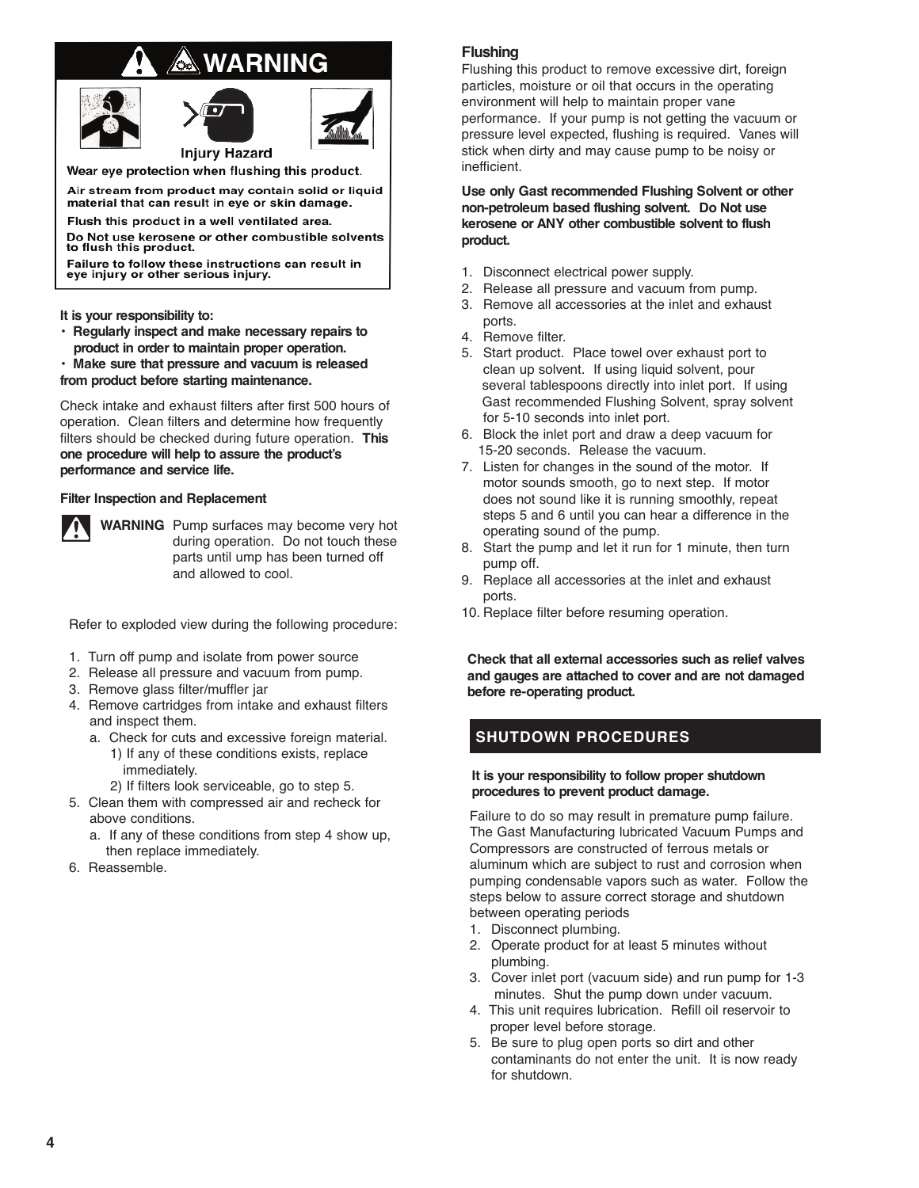## WARNING

Injury Hazard

Wear eye protection when flushing this product.

Air stream from product may contain solid or liquid material that can result in eye or skin damage.

Flush this product in a well ventilated area.

Do Not use kerosene or other combustible solvents to flush this product.

Failure to follow these instructions can result in eye injury or other serious injury.

**It is your responsibility to:**

- **Regularly inspect and make necessary repairs to product in order to maintain proper operation.**
- **Make sure that pressure and vacuum is released from product before starting maintenance.**

Check intake and exhaust filters after first 500 hours of operation. Clean filters and determine how frequently filters should be checked during future operation. **This one procedure will help to assure the product's performance and service life.**

**Filter Inspection and Replacement**

**WARNING** Pump surfaces may become very hot during operation. Do not touch these parts until ump has been turned off and allowed to cool.

Refer to exploded view during the following procedure:

1. Turn off pump and isolate from power source
2. Release all pressure and vacuum from pump.
3. Remove glass filter/muffler jar
4. Remove cartridges from intake and exhaust filters and inspect them.
   a. Check for cuts and excessive foreign material.
      1) If any of these conditions exists, replace immediately.
      2) If filters look serviceable, go to step 5.
5. Clean them with compressed air and recheck for above conditions.
   a. If any of these conditions from step 4 show up, then replace immediately.
6. Reassemble.

### Flushing

Flushing this product to remove excessive dirt, foreign particles, moisture or oil that occurs in the operating environment will help to maintain proper vane performance. If your pump is not getting the vacuum or pressure level expected, flushing is required. Vanes will stick when dirty and may cause pump to be noisy or inefficient.

**Use only Gast recommended Flushing Solvent or other non-petroleum based flushing solvent. Do Not use kerosene or ANY other combustible solvent to flush product.**

1. Disconnect electrical power supply.
2. Release all pressure and vacuum from pump.
3. Remove all accessories at the inlet and exhaust ports.
4. Remove filter.
5. Start product. Place towel over exhaust port to clean up solvent. If using liquid solvent, pour several tablespoons directly into inlet port. If using Gast recommended Flushing Solvent, spray solvent for 5-10 seconds into inlet port.
6. Block the inlet port and draw a deep vacuum for 15-20 seconds. Release the vacuum.
7. Listen for changes in the sound of the motor. If motor sounds smooth, go to next step. If motor does not sound like it is running smoothly, repeat steps 5 and 6 until you can hear a difference in the operating sound of the pump.
8. Start the pump and let it run for 1 minute, then turn pump off.
9. Replace all accessories at the inlet and exhaust ports.
10. Replace filter before resuming operation.

**Check that all external accessories such as relief valves and gauges are attached to cover and are not damaged before re-operating product.**

## SHUTDOWN PROCEDURES

**It is your responsibility to follow proper shutdown procedures to prevent product damage.**

Failure to do so may result in premature pump failure. The Gast Manufacturing lubricated Vacuum Pumps and Compressors are constructed of ferrous metals or aluminum which are subject to rust and corrosion when pumping condensable vapors such as water. Follow the steps below to assure correct storage and shutdown between operating periods

1. Disconnect plumbing.
2. Operate product for at least 5 minutes without plumbing.
3. Cover inlet port (vacuum side) and run pump for 1-3 minutes. Shut the pump down under vacuum.
4. This unit requires lubrication. Refill oil reservoir to proper level before storage.
5. Be sure to plug open ports so dirt and other contaminants do not enter the unit. It is now ready for shutdown.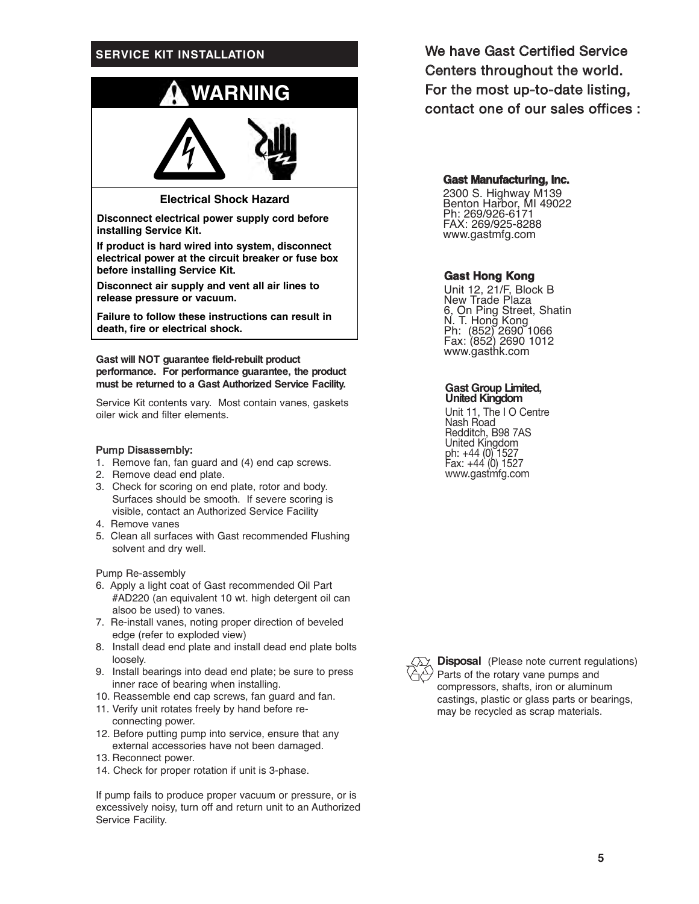## SERVICE KIT INSTALLATION

### WARNING

**Electrical Shock Hazard**

**Disconnect electrical power supply cord before installing Service Kit.**

**If product is hard wired into system, disconnect electrical power at the circuit breaker or fuse box before installing Service Kit.**

**Disconnect air supply and vent all air lines to release pressure or vacuum.**

**Failure to follow these instructions can result in death, fire or electrical shock.**

**Gast will NOT guarantee field-rebuilt product performance. For performance guarantee, the product must be returned to a Gast Authorized Service Facility.**

Service Kit contents vary. Most contain vanes, gaskets oiler wick and filter elements.

**Pump Disassembly:**

1. Remove fan, fan guard and (4) end cap screws.
2. Remove dead end plate.
3. Check for scoring on end plate, rotor and body. Surfaces should be smooth. If severe scoring is visible, contact an Authorized Service Facility
4. Remove vanes
5. Clean all surfaces with Gast recommended Flushing solvent and dry well.

Pump Re-assembly

6. Apply a light coat of Gast recommended Oil Part #AD220 (an equivalent 10 wt. high detergent oil can alsoo be used) to vanes.
7. Re-install vanes, noting proper direction of beveled edge (refer to exploded view)
8. Install dead end plate and install dead end plate bolts loosely.
9. Install bearings into dead end plate; be sure to press inner race of bearing when installing.
10. Reassemble end cap screws, fan guard and fan.
11. Verify unit rotates freely by hand before re-connecting power.
12. Before putting pump into service, ensure that any external accessories have not been damaged.
13. Reconnect power.
14. Check for proper rotation if unit is 3-phase.

If pump fails to produce proper vacuum or pressure, or is excessively noisy, turn off and return unit to an Authorized Service Facility.

**We have Gast Certified Service Centers throughout the world. For the most up-to-date listing, contact one of our sales offices :**

**Gast Manufacturing, Inc.**
2300 S. Highway M139
Benton Harbor, MI 49022
Ph: 269/926-6171
FAX: 269/925-8288
www.gastmfg.com

**Gast Hong Kong**
Unit 12, 21/F, Block B
New Trade Plaza
6, On Ping Street, Shatin
N. T. Hong Kong
Ph: (852) 2690 1066
Fax: (852) 2690 1012
www.gasthk.com

**Gast Group Limited, United Kingdom**
Unit 11, The I O Centre
Nash Road
Redditch, B98 7AS
United Kingdom
ph: +44 (0) 1527
Fax: +44 (0) 1527
www.gastmfg.com

**Disposal** (Please note current regulations) Parts of the rotary vane pumps and compressors, shafts, iron or aluminum castings, plastic or glass parts or bearings, may be recycled as scrap materials.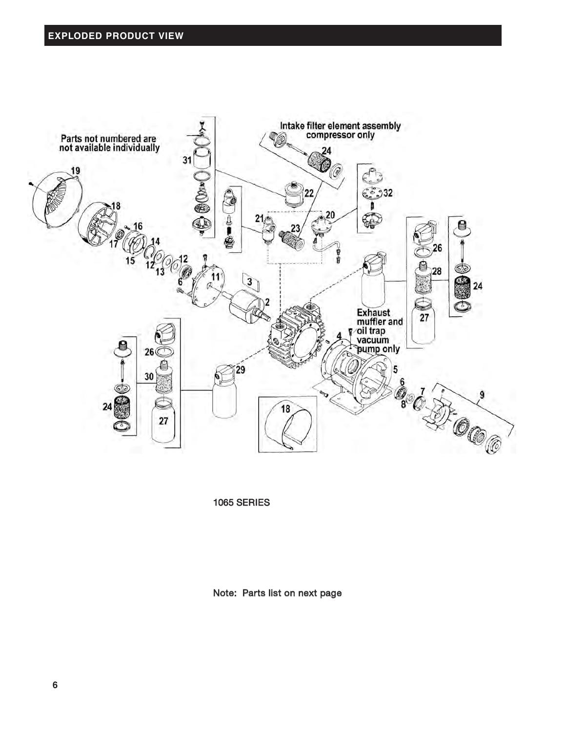## EXPLODED PRODUCT VIEW

1065 SERIES

Note: Parts list on next page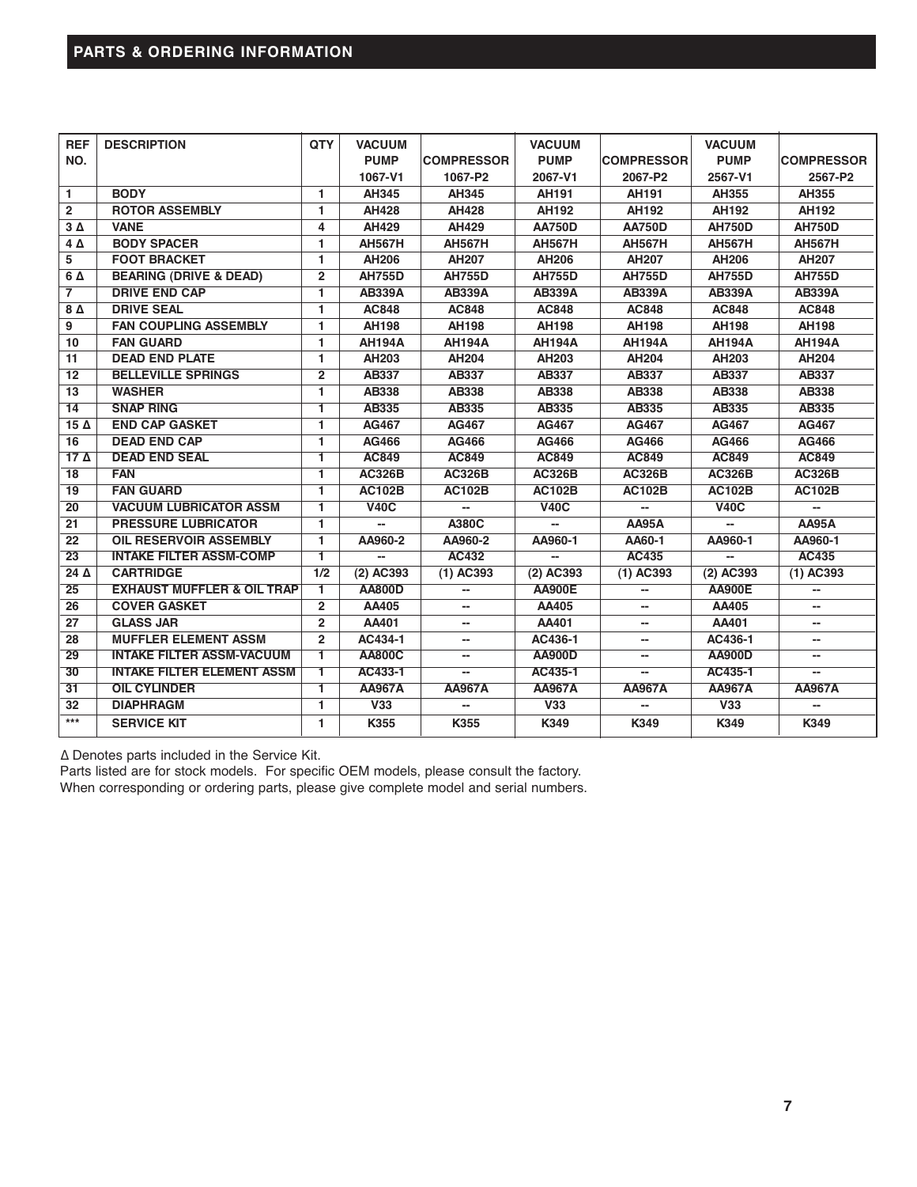## PARTS & ORDERING INFORMATION

| REF NO. | DESCRIPTION | QTY | VACUUM PUMP 1067-V1 | COMPRESSOR 1067-P2 | VACUUM PUMP 2067-V1 | COMPRESSOR 2067-P2 | VACUUM PUMP 2567-V1 | COMPRESSOR 2567-P2 |
|---|---|---|---|---|---|---|---|---|
| 1 | BODY | 1 | AH345 | AH345 | AH191 | AH191 | AH355 | AH355 |
| 2 | ROTOR ASSEMBLY | 1 | AH428 | AH428 | AH192 | AH192 | AH192 | AH192 |
| 3 Δ | VANE | 4 | AH429 | AH429 | AA750D | AA750D | AH750D | AH750D |
| 4 Δ | BODY SPACER | 1 | AH567H | AH567H | AH567H | AH567H | AH567H | AH567H |
| 5 | FOOT BRACKET | 1 | AH206 | AH207 | AH206 | AH207 | AH206 | AH207 |
| 6 Δ | BEARING (DRIVE & DEAD) | 2 | AH755D | AH755D | AH755D | AH755D | AH755D | AH755D |
| 7 | DRIVE END CAP | 1 | AB339A | AB339A | AB339A | AB339A | AB339A | AB339A |
| 8 Δ | DRIVE SEAL | 1 | AC848 | AC848 | AC848 | AC848 | AC848 | AC848 |
| 9 | FAN COUPLING ASSEMBLY | 1 | AH198 | AH198 | AH198 | AH198 | AH198 | AH198 |
| 10 | FAN GUARD | 1 | AH194A | AH194A | AH194A | AH194A | AH194A | AH194A |
| 11 | DEAD END PLATE | 1 | AH203 | AH204 | AH203 | AH204 | AH203 | AH204 |
| 12 | BELLEVILLE SPRINGS | 2 | AB337 | AB337 | AB337 | AB337 | AB337 | AB337 |
| 13 | WASHER | 1 | AB338 | AB338 | AB338 | AB338 | AB338 | AB338 |
| 14 | SNAP RING | 1 | AB335 | AB335 | AB335 | AB335 | AB335 | AB335 |
| 15 Δ | END CAP GASKET | 1 | AG467 | AG467 | AG467 | AG467 | AG467 | AG467 |
| 16 | DEAD END CAP | 1 | AG466 | AG466 | AG466 | AG466 | AG466 | AG466 |
| 17 Δ | DEAD END SEAL | 1 | AC849 | AC849 | AC849 | AC849 | AC849 | AC849 |
| 18 | FAN | 1 | AC326B | AC326B | AC326B | AC326B | AC326B | AC326B |
| 19 | FAN GUARD | 1 | AC102B | AC102B | AC102B | AC102B | AC102B | AC102B |
| 20 | VACUUM LUBRICATOR ASSM | 1 | V40C | -- | V40C | -- | V40C | -- |
| 21 | PRESSURE LUBRICATOR | 1 | -- | A380C | -- | AA95A | -- | AA95A |
| 22 | OIL RESERVOIR ASSEMBLY | 1 | AA960-2 | AA960-2 | AA960-1 | AA60-1 | AA960-1 | AA960-1 |
| 23 | INTAKE FILTER ASSM-COMP | 1 | -- | AC432 | -- | AC435 | -- | AC435 |
| 24 Δ | CARTRIDGE | 1/2 | (2) AC393 | (1) AC393 | (2) AC393 | (1) AC393 | (2) AC393 | (1) AC393 |
| 25 | EXHAUST MUFFLER & OIL TRAP | 1 | AA800D | -- | AA900E | -- | AA900E | -- |
| 26 | COVER GASKET | 2 | AA405 | -- | AA405 | -- | AA405 | -- |
| 27 | GLASS JAR | 2 | AA401 | -- | AA401 | -- | AA401 | -- |
| 28 | MUFFLER ELEMENT ASSM | 2 | AC434-1 | -- | AC436-1 | -- | AC436-1 | -- |
| 29 | INTAKE FILTER ASSM-VACUUM | 1 | AA800C | -- | AA900D | -- | AA900D | -- |
| 30 | INTAKE FILTER ELEMENT ASSM | 1 | AC433-1 | -- | AC435-1 | -- | AC435-1 | -- |
| 31 | OIL CYLINDER | 1 | AA967A | AA967A | AA967A | AA967A | AA967A | AA967A |
| 32 | DIAPHRAGM | 1 | V33 | -- | V33 | -- | V33 | -- |
| *** | SERVICE KIT | 1 | K355 | K355 | K349 | K349 | K349 | K349 |

Δ Denotes parts included in the Service Kit.
Parts listed are for stock models. For specific OEM models, please consult the factory.
When corresponding or ordering parts, please give complete model and serial numbers.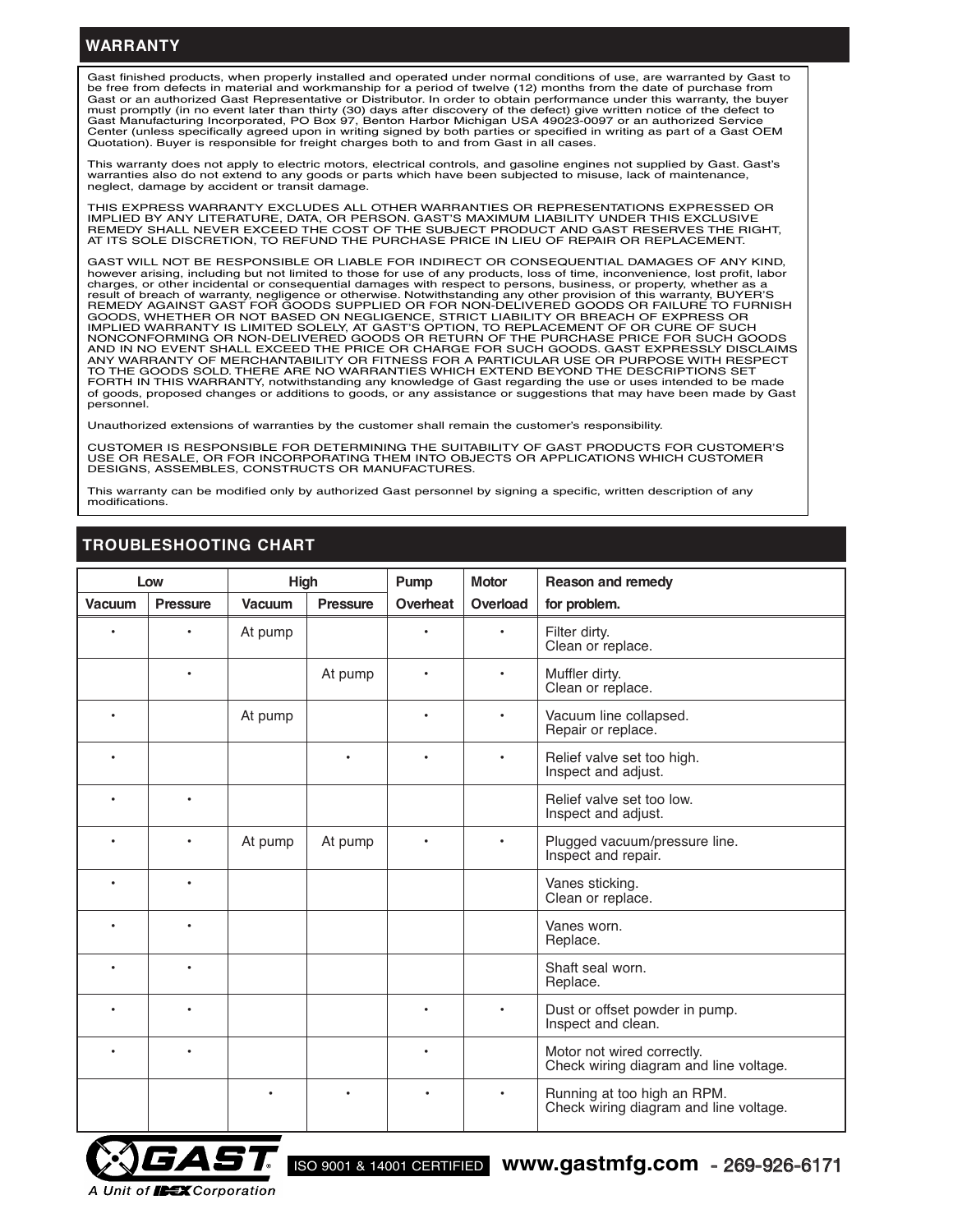## WARRANTY

Gast finished products, when properly installed and operated under normal conditions of use, are warranted by Gast to be free from defects in material and workmanship for a period of twelve (12) months from the date of purchase from Gast or an authorized Gast Representative or Distributor. In order to obtain performance under this warranty, the buyer must promptly (in no event later than thirty (30) days after discovery of the defect) give written notice of the defect to Gast Manufacturing Incorporated, PO Box 97, Benton Harbor Michigan USA 49023-0097 or an authorized Service Center (unless specifically agreed upon in writing signed by both parties or specified in writing as part of a Gast OEM Quotation). Buyer is responsible for freight charges both to and from Gast in all cases.

This warranty does not apply to electric motors, electrical controls, and gasoline engines not supplied by Gast. Gast's warranties also do not extend to any goods or parts which have been subjected to misuse, lack of maintenance, neglect, damage by accident or transit damage.

THIS EXPRESS WARRANTY EXCLUDES ALL OTHER WARRANTIES OR REPRESENTATIONS EXPRESSED OR IMPLIED BY ANY LITERATURE, DATA, OR PERSON. GAST'S MAXIMUM LIABILITY UNDER THIS EXCLUSIVE REMEDY SHALL NEVER EXCEED THE COST OF THE SUBJECT PRODUCT AND GAST RESERVES THE RIGHT, AT ITS SOLE DISCRETION, TO REFUND THE PURCHASE PRICE IN LIEU OF REPAIR OR REPLACEMENT.

GAST WILL NOT BE RESPONSIBLE OR LIABLE FOR INDIRECT OR CONSEQUENTIAL DAMAGES OF ANY KIND, however arising, including but not limited to those for use of any products, loss of time, inconvenience, lost profit, labor charges, or other incidental or consequential damages with respect to persons, business, or property, whether as a result of breach of warranty, negligence or otherwise. Notwithstanding any other provision of this warranty, BUYER'S REMEDY AGAINST GAST FOR GOODS SUPPLIED OR FOR NON-DELIVERED GOODS OR FAILURE TO FURNISH GOODS, WHETHER OR NOT BASED ON NEGLIGENCE, STRICT LIABILITY OR BREACH OF EXPRESS OR IMPLIED WARRANTY IS LIMITED SOLELY, AT GAST'S OPTION, TO REPLACEMENT OF OR CURE OF SUCH NONCONFORMING OR NON-DELIVERED GOODS OR RETURN OF THE PURCHASE PRICE FOR SUCH GOODS AND IN NO EVENT SHALL EXCEED THE PRICE OR CHARGE FOR SUCH GOODS. GAST EXPRESSLY DISCLAIMS ANY WARRANTY OF MERCHANTABILITY OR FITNESS FOR A PARTICULAR USE OR PURPOSE WITH RESPECT TO THE GOODS SOLD. THERE ARE NO WARRANTIES WHICH EXTEND BEYOND THE DESCRIPTIONS SET FORTH IN THIS WARRANTY, notwithstanding any knowledge of Gast regarding the use or uses intended to be made of goods, proposed changes or additions to goods, or any assistance or suggestions that may have been made by Gast personnel.

Unauthorized extensions of warranties by the customer shall remain the customer's responsibility.

CUSTOMER IS RESPONSIBLE FOR DETERMINING THE SUITABILITY OF GAST PRODUCTS FOR CUSTOMER'S USE OR RESALE, OR FOR INCORPORATING THEM INTO OBJECTS OR APPLICATIONS WHICH CUSTOMER DESIGNS, ASSEMBLES, CONSTRUCTS OR MANUFACTURES.

This warranty can be modified only by authorized Gast personnel by signing a specific, written description of any modifications.

## TROUBLESHOOTING CHART

| Low | | High | | Pump | Motor | Reason and remedy |
|---|---|---|---|---|---|---|
| Vacuum | Pressure | Vacuum | Pressure | Overheat | Overload | for problem. |
| • | • | At pump | | • | • | Filter dirty. Clean or replace. |
| | • | | At pump | • | • | Muffler dirty. Clean or replace. |
| • | | At pump | | • | • | Vacuum line collapsed. Repair or replace. |
| • | | | • | • | • | Relief valve set too high. Inspect and adjust. |
| • | • | | | | | Relief valve set too low. Inspect and adjust. |
| • | • | At pump | At pump | • | • | Plugged vacuum/pressure line. Inspect and repair. |
| • | • | | | | | Vanes sticking. Clean or replace. |
| • | • | | | | | Vanes worn. Replace. |
| • | • | | | | | Shaft seal worn. Replace. |
| • | • | | | • | • | Dust or offset powder in pump. Inspect and clean. |
| • | • | | | • | | Motor not wired correctly. Check wiring diagram and line voltage. |
| | | • | • | • | • | Running at too high an RPM. Check wiring diagram and line voltage. |

GAST® A Unit of IDEX Corporation

ISO 9001 & 14001 CERTIFIED **www.gastmfg.com** - 269-926-6171